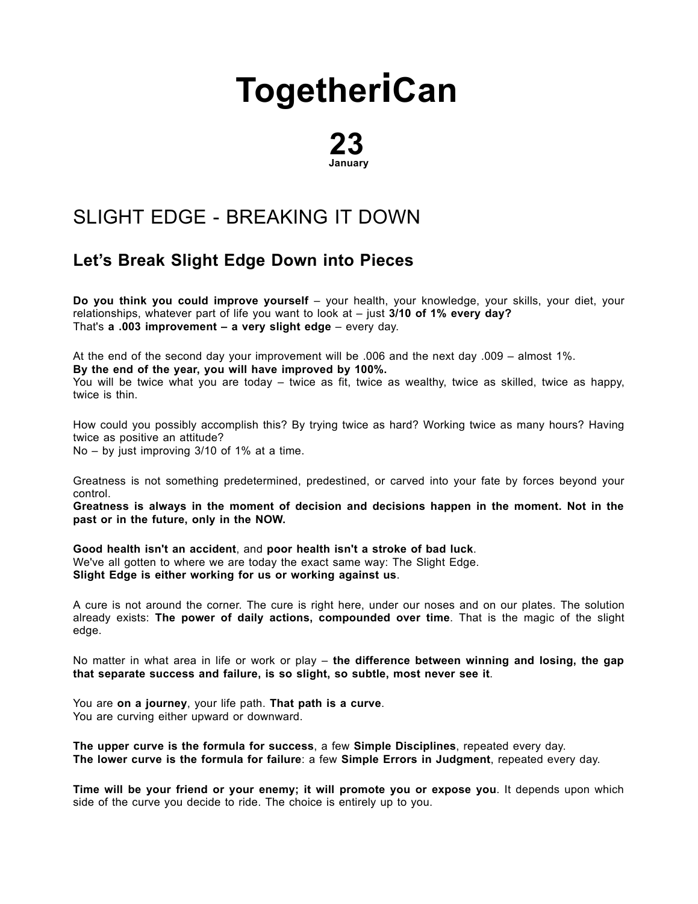# TogetheriCan

**23**
**January**

## SLIGHT EDGE - BREAKING IT DOWN

### Let's Break Slight Edge Down into Pieces

**Do you think you could improve yourself** – your health, your knowledge, your skills, your diet, your relationships, whatever part of life you want to look at – just **3/10 of 1% every day?**
That's **a .003 improvement – a very slight edge** – every day.

At the end of the second day your improvement will be .006 and the next day .009 – almost 1%.
**By the end of the year, you will have improved by 100%.**
You will be twice what you are today – twice as fit, twice as wealthy, twice as skilled, twice as happy, twice is thin.

How could you possibly accomplish this? By trying twice as hard? Working twice as many hours? Having twice as positive an attitude?
No – by just improving 3/10 of 1% at a time.

Greatness is not something predetermined, predestined, or carved into your fate by forces beyond your control.
**Greatness is always in the moment of decision and decisions happen in the moment. Not in the past or in the future, only in the NOW.**

**Good health isn't an accident**, and **poor health isn't a stroke of bad luck**.
We've all gotten to where we are today the exact same way: The Slight Edge.
**Slight Edge is either working for us or working against us**.

A cure is not around the corner. The cure is right here, under our noses and on our plates. The solution already exists: **The power of daily actions, compounded over time**. That is the magic of the slight edge.

No matter in what area in life or work or play – **the difference between winning and losing, the gap that separate success and failure, is so slight, so subtle, most never see it**.

You are **on a journey**, your life path. **That path is a curve**.
You are curving either upward or downward.

**The upper curve is the formula for success**, a few **Simple Disciplines**, repeated every day.
**The lower curve is the formula for failure**: a few **Simple Errors in Judgment**, repeated every day.

**Time will be your friend or your enemy; it will promote you or expose you**. It depends upon which side of the curve you decide to ride. The choice is entirely up to you.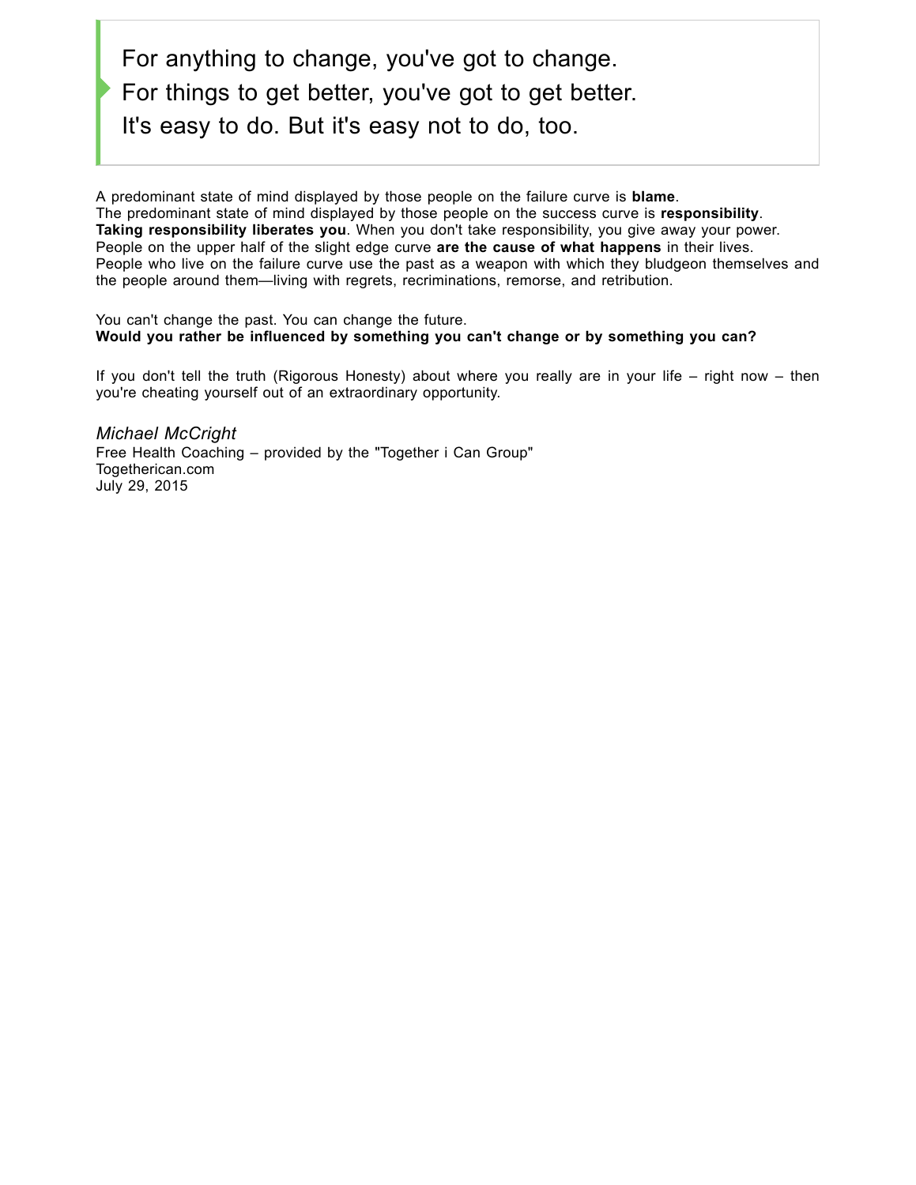> For anything to change, you've got to change.
> For things to get better, you've got to get better.
> It's easy to do. But it's easy not to do, too.

A predominant state of mind displayed by those people on the failure curve is **blame**.
The predominant state of mind displayed by those people on the success curve is **responsibility**.
**Taking responsibility liberates you**. When you don't take responsibility, you give away your power.
People on the upper half of the slight edge curve **are the cause of what happens** in their lives.
People who live on the failure curve use the past as a weapon with which they bludgeon themselves and the people around them—living with regrets, recriminations, remorse, and retribution.

You can't change the past. You can change the future.
**Would you rather be influenced by something you can't change or by something you can?**

If you don't tell the truth (Rigorous Honesty) about where you really are in your life – right now – then you're cheating yourself out of an extraordinary opportunity.

*Michael McCright*
Free Health Coaching – provided by the "Together i Can Group"
Togetherican.com
July 29, 2015